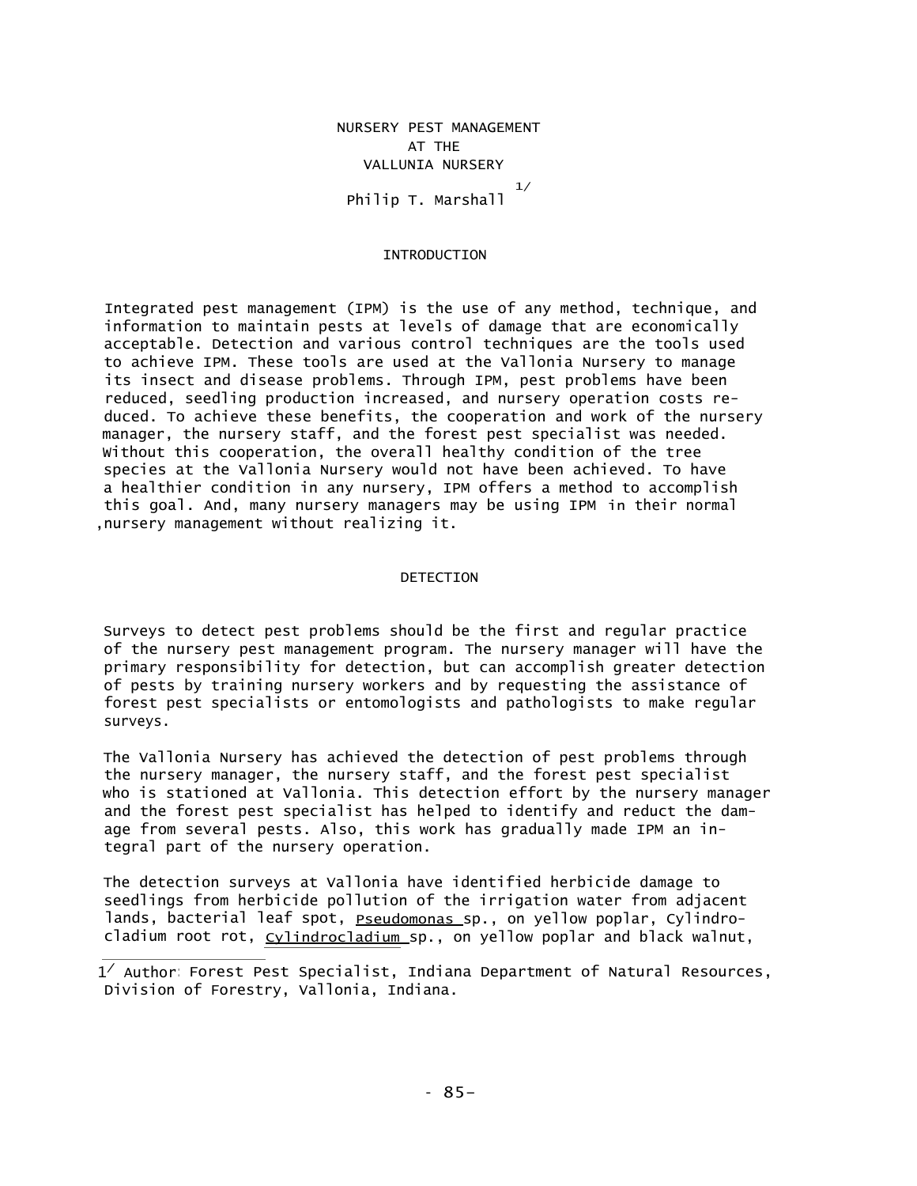# NURSERY PEST MANAGEMENT AT THE VALLUNIA NURSERY

Philip T. Marshall [1/]

## INTRODUCTION

Integrated pest management (IPM) is the use of any method, technique, and information to maintain pests at levels of damage that are economically acceptable. Detection and various control techniques are the tools used to achieve IPM. These tools are used at the Vallonia Nursery to manage its insect and disease problems. Through IPM, pest problems have been reduced, seedling production increased, and nursery operation costs reduced. To achieve these benefits, the cooperation and work of the nursery manager, the nursery staff, and the forest pest specialist was needed. Without this cooperation, the overall healthy condition of the tree species at the Vallonia Nursery would not have been achieved. To have a healthier condition in any nursery, IPM offers a method to accomplish this goal. And, many nursery managers may be using IPM in their normal ,nursery management without realizing it.

## DETECTION

Surveys to detect pest problems should be the first and regular practice of the nursery pest management program. The nursery manager will have the primary responsibility for detection, but can accomplish greater detection of pests by training nursery workers and by requesting the assistance of forest pest specialists or entomologists and pathologists to make regular surveys.

The Vallonia Nursery has achieved the detection of pest problems through the nursery manager, the nursery staff, and the forest pest specialist who is stationed at Vallonia. This detection effort by the nursery manager and the forest pest specialist has helped to identify and reduct the damage from several pests. Also, this work has gradually made IPM an integral part of the nursery operation.

The detection surveys at Vallonia have identified herbicide damage to seedlings from herbicide pollution of the irrigation water from adjacent lands, bacterial leaf spot, <u>Pseudomonas</u> sp., on yellow poplar, Cylindrocladium root rot, <u>Cylindrocladium</u> sp., on yellow poplar and black walnut,

---

[1/] Author: Forest Pest Specialist, Indiana Department of Natural Resources, Division of Forestry, Vallonia, Indiana.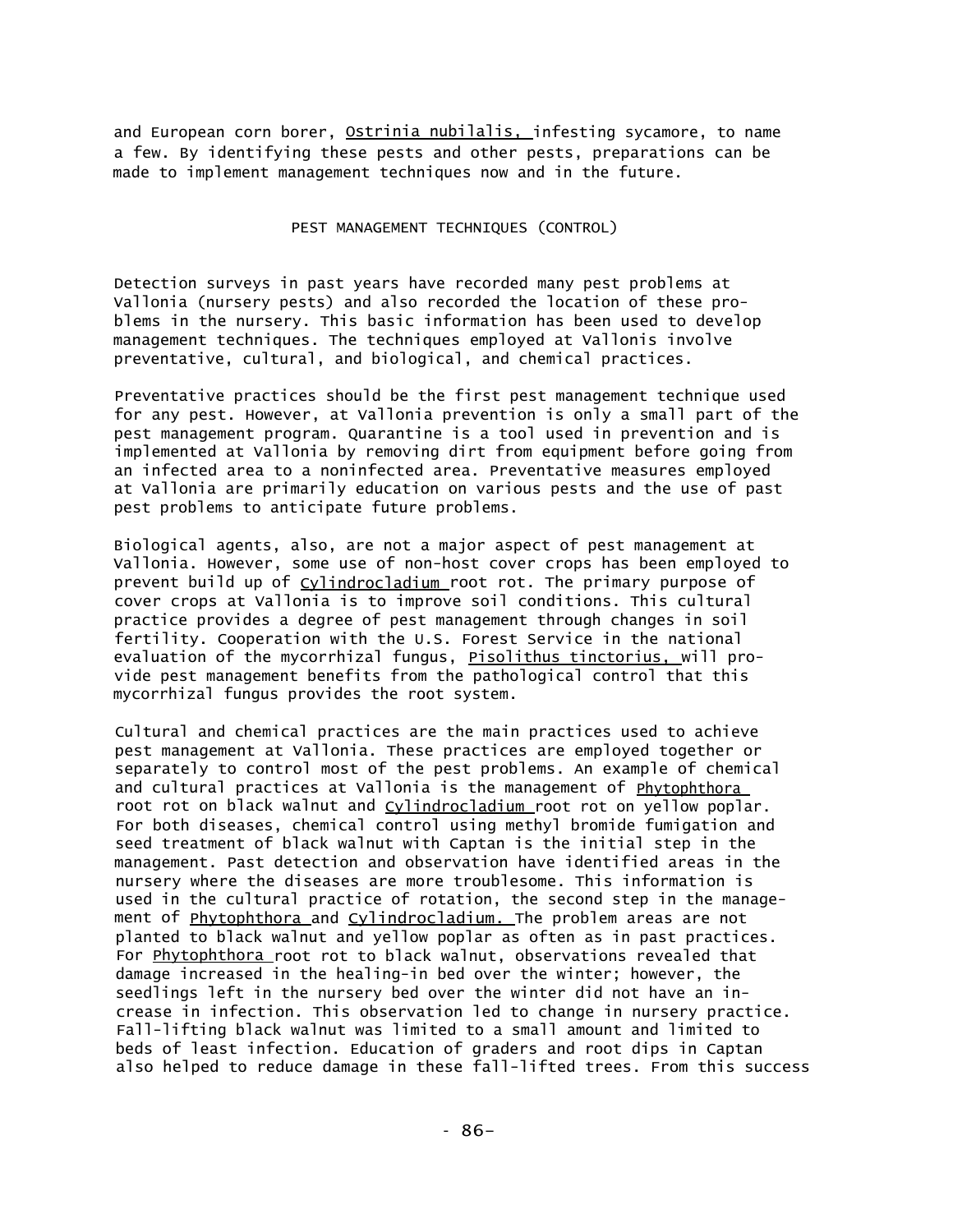and European corn borer, *Ostrinia nubilalis,* infesting sycamore, to name a few. By identifying these pests and other pests, preparations can be made to implement management techniques now and in the future.

## PEST MANAGEMENT TECHNIQUES (CONTROL)

Detection surveys in past years have recorded many pest problems at Vallonia (nursery pests) and also recorded the location of these problems in the nursery. This basic information has been used to develop management techniques. The techniques employed at Vallonis involve preventative, cultural, and biological, and chemical practices.

Preventative practices should be the first pest management technique used for any pest. However, at Vallonia prevention is only a small part of the pest management program. Quarantine is a tool used in prevention and is implemented at Vallonia by removing dirt from equipment before going from an infected area to a noninfected area. Preventative measures employed at Vallonia are primarily education on various pests and the use of past pest problems to anticipate future problems.

Biological agents, also, are not a major aspect of pest management at Vallonia. However, some use of non-host cover crops has been employed to prevent build up of *Cylindrocladium* root rot. The primary purpose of cover crops at Vallonia is to improve soil conditions. This cultural practice provides a degree of pest management through changes in soil fertility. Cooperation with the U.S. Forest Service in the national evaluation of the mycorrhizal fungus, *Pisolithus tinctorius,* will provide pest management benefits from the pathological control that this mycorrhizal fungus provides the root system.

Cultural and chemical practices are the main practices used to achieve pest management at Vallonia. These practices are employed together or separately to control most of the pest problems. An example of chemical and cultural practices at Vallonia is the management of *Phytophthora* root rot on black walnut and *Cylindrocladium* root rot on yellow poplar. For both diseases, chemical control using methyl bromide fumigation and seed treatment of black walnut with Captan is the initial step in the management. Past detection and observation have identified areas in the nursery where the diseases are more troublesome. This information is used in the cultural practice of rotation, the second step in the management of *Phytophthora* and *Cylindrocladium.* The problem areas are not planted to black walnut and yellow poplar as often as in past practices. For *Phytophthora* root rot to black walnut, observations revealed that damage increased in the healing-in bed over the winter; however, the seedlings left in the nursery bed over the winter did not have an increase in infection. This observation led to change in nursery practice. Fall-lifting black walnut was limited to a small amount and limited to beds of least infection. Education of graders and root dips in Captan also helped to reduce damage in these fall-lifted trees. From this success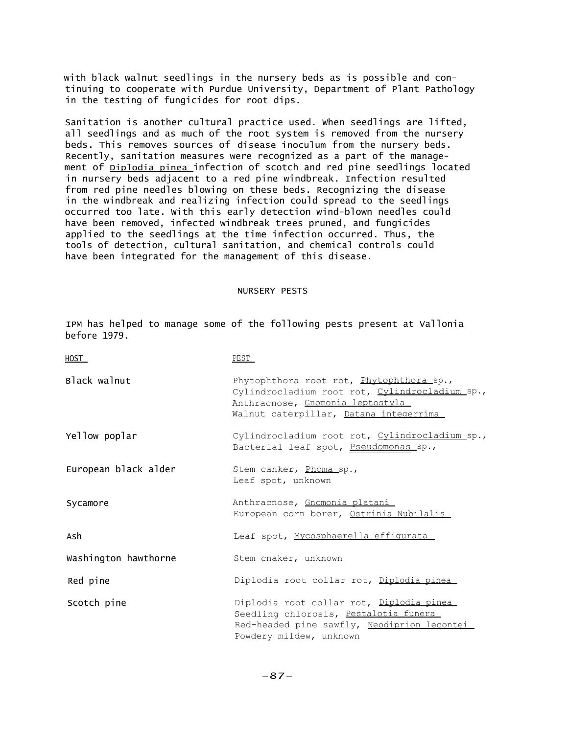with black walnut seedlings in the nursery beds as is possible and continuing to cooperate with Purdue University, Department of Plant Pathology in the testing of fungicides for root dips.

Sanitation is another cultural practice used. When seedlings are lifted, all seedlings and as much of the root system is removed from the nursery beds. This removes sources of disease inoculum from the nursery beds. Recently, sanitation measures were recognized as a part of the management of *Diplodia pinea* infection of scotch and red pine seedlings located in nursery beds adjacent to a red pine windbreak. Infection resulted from red pine needles blowing on these beds. Recognizing the disease in the windbreak and realizing infection could spread to the seedlings occurred too late. With this early detection wind-blown needles could have been removed, infected windbreak trees pruned, and fungicides applied to the seedlings at the time infection occurred. Thus, the tools of detection, cultural sanitation, and chemical controls could have been integrated for the management of this disease.

## NURSERY PESTS

IPM has helped to manage some of the following pests present at Vallonia before 1979.

| HOST | PEST |
|---|---|
| Black walnut | Phytophthora root rot, *Phytophthora* sp., <br> Cylindrocladium root rot, *Cylindrocladium* sp., <br> Anthracnose, *Gnomonia leptostyla* <br> Walnut caterpillar, *Datana integerrima* |
| Yellow poplar | Cylindrocladium root rot, *Cylindrocladium* sp., <br> Bacterial leaf spot, *Pseudomonas* sp., |
| European black alder | Stem canker, *Phoma* sp., <br> Leaf spot, unknown |
| Sycamore | Anthracnose, *Gnomonia platani* <br> European corn borer, *Ostrinia Nubilalis* |
| Ash | Leaf spot, *Mycosphaerella effigurata* |
| Washington hawthorne | Stem cnaker, unknown |
| Red pine | Diplodia root collar rot, *Diplodia pinea* |
| Scotch pine | Diplodia root collar rot, *Diplodia pinea* <br> Seedling chlorosis, *Pestalotia funera* <br> Red-headed pine sawfly, *Neodiprion lecontei* <br> Powdery mildew, unknown |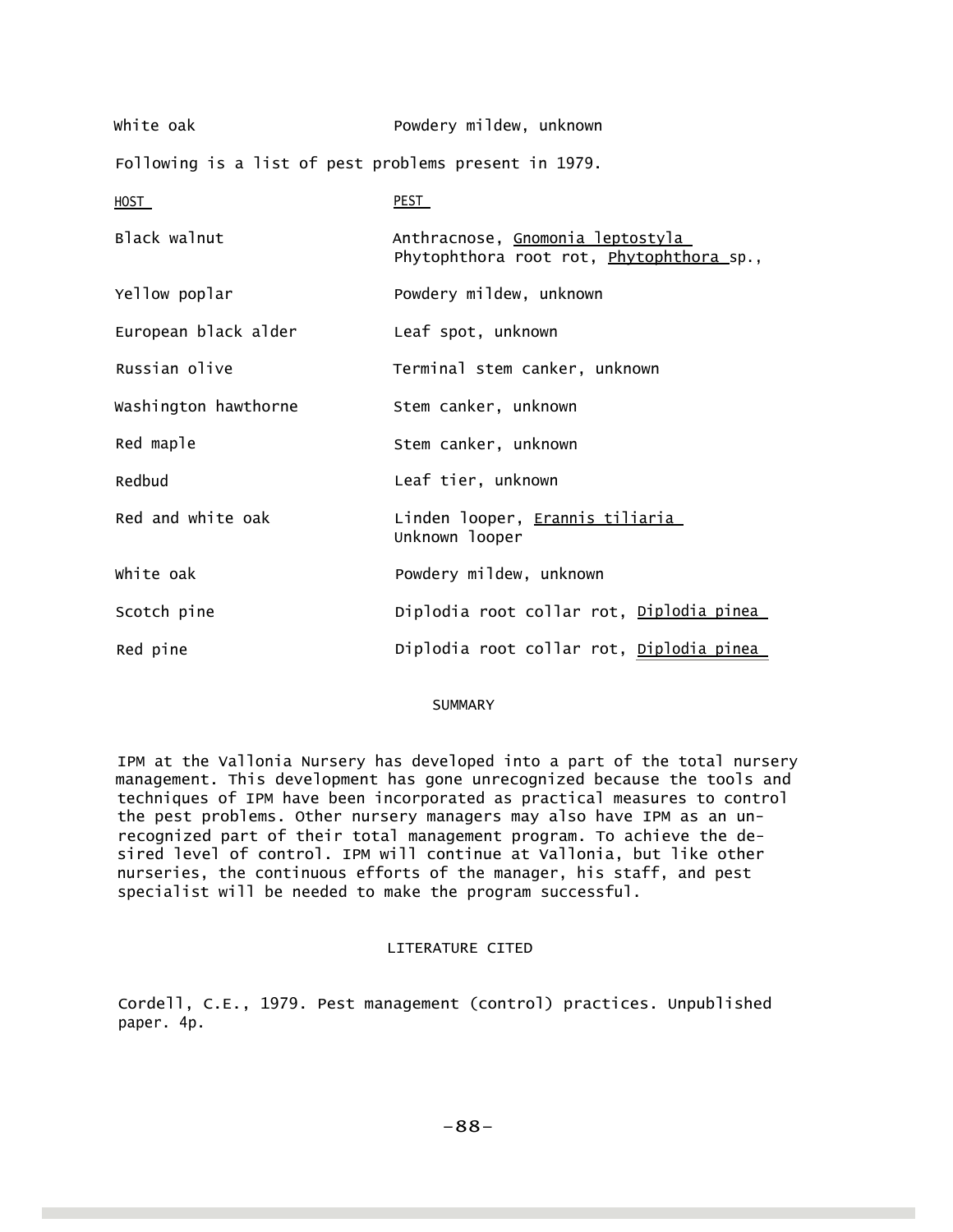| | |
|---|---|
| White oak | Powdery mildew, unknown |

Following is a list of pest problems present in 1979.

| HOST | PEST |
|---|---|
| Black walnut | Anthracnose, *Gnomonia leptostyla*<br>Phytophthora root rot, *Phytophthora* sp., |
| Yellow poplar | Powdery mildew, unknown |
| European black alder | Leaf spot, unknown |
| Russian olive | Terminal stem canker, unknown |
| Washington hawthorne | Stem canker, unknown |
| Red maple | Stem canker, unknown |
| Redbud | Leaf tier, unknown |
| Red and white oak | Linden looper, *Erannis tiliaria*<br>Unknown looper |
| White oak | Powdery mildew, unknown |
| Scotch pine | Diplodia root collar rot, *Diplodia pinea* |
| Red pine | Diplodia root collar rot, *Diplodia pinea* |

## SUMMARY

IPM at the Vallonia Nursery has developed into a part of the total nursery management. This development has gone unrecognized because the tools and techniques of IPM have been incorporated as practical measures to control the pest problems. Other nursery managers may also have IPM as an unrecognized part of their total management program. To achieve the desired level of control. IPM will continue at Vallonia, but like other nurseries, the continuous efforts of the manager, his staff, and pest specialist will be needed to make the program successful.

## LITERATURE CITED

Cordell, C.E., 1979. Pest management (control) practices. Unpublished paper. 4p.